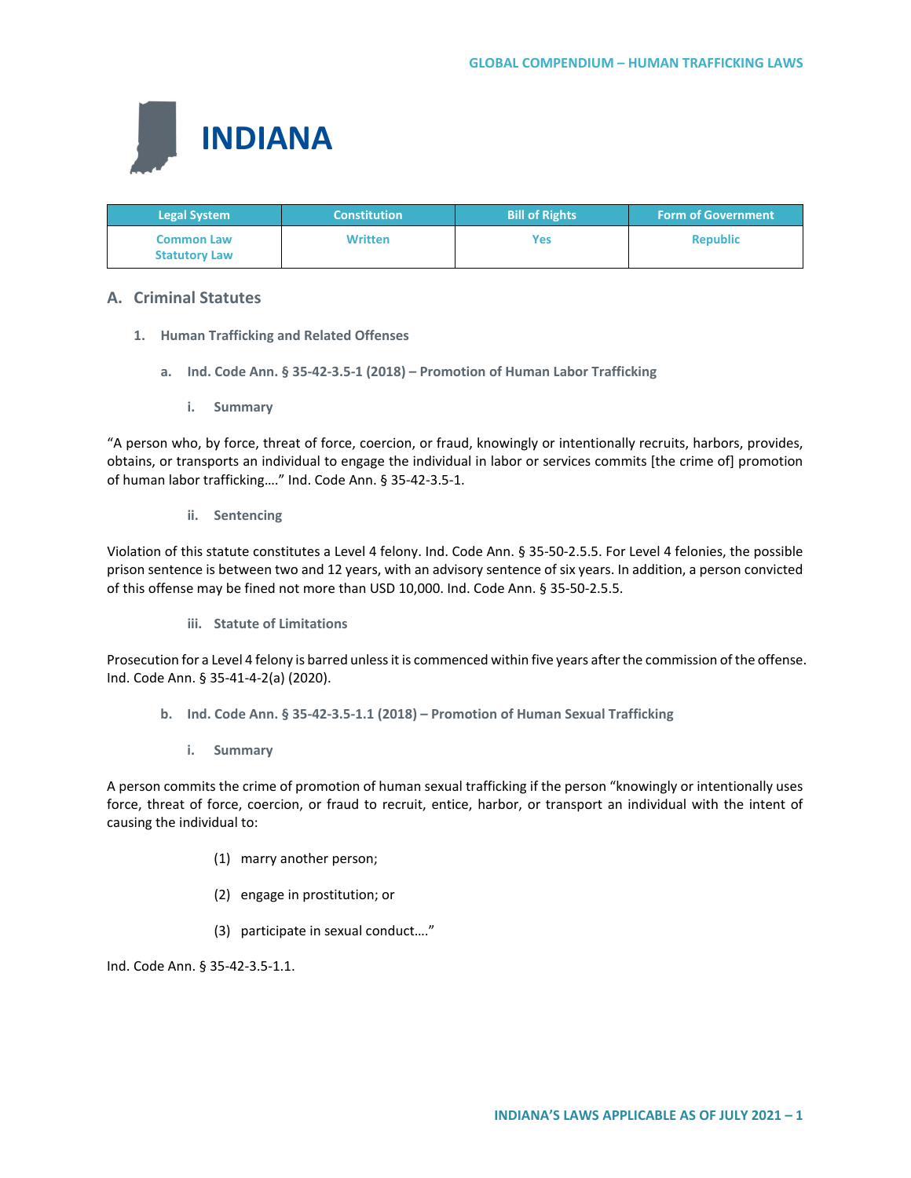# INDIANA

| Legal System | Constitution | Bill of Rights | Form of Government |
|---|---|---|---|
| Common Law Statutory Law | Written | Yes | Republic |

## A. Criminal Statutes

### 1. Human Trafficking and Related Offenses

#### a. Ind. Code Ann. § 35-42-3.5-1 (2018) – Promotion of Human Labor Trafficking

##### i. Summary

"A person who, by force, threat of force, coercion, or fraud, knowingly or intentionally recruits, harbors, provides, obtains, or transports an individual to engage the individual in labor or services commits [the crime of] promotion of human labor trafficking…." Ind. Code Ann. § 35-42-3.5-1.

##### ii. Sentencing

Violation of this statute constitutes a Level 4 felony. Ind. Code Ann. § 35-50-2.5.5. For Level 4 felonies, the possible prison sentence is between two and 12 years, with an advisory sentence of six years. In addition, a person convicted of this offense may be fined not more than USD 10,000. Ind. Code Ann. § 35-50-2.5.5.

##### iii. Statute of Limitations

Prosecution for a Level 4 felony is barred unless it is commenced within five years after the commission of the offense. Ind. Code Ann. § 35-41-4-2(a) (2020).

#### b. Ind. Code Ann. § 35-42-3.5-1.1 (2018) – Promotion of Human Sexual Trafficking

##### i. Summary

A person commits the crime of promotion of human sexual trafficking if the person "knowingly or intentionally uses force, threat of force, coercion, or fraud to recruit, entice, harbor, or transport an individual with the intent of causing the individual to:

(1) marry another person;

(2) engage in prostitution; or

(3) participate in sexual conduct…."

Ind. Code Ann. § 35-42-3.5-1.1.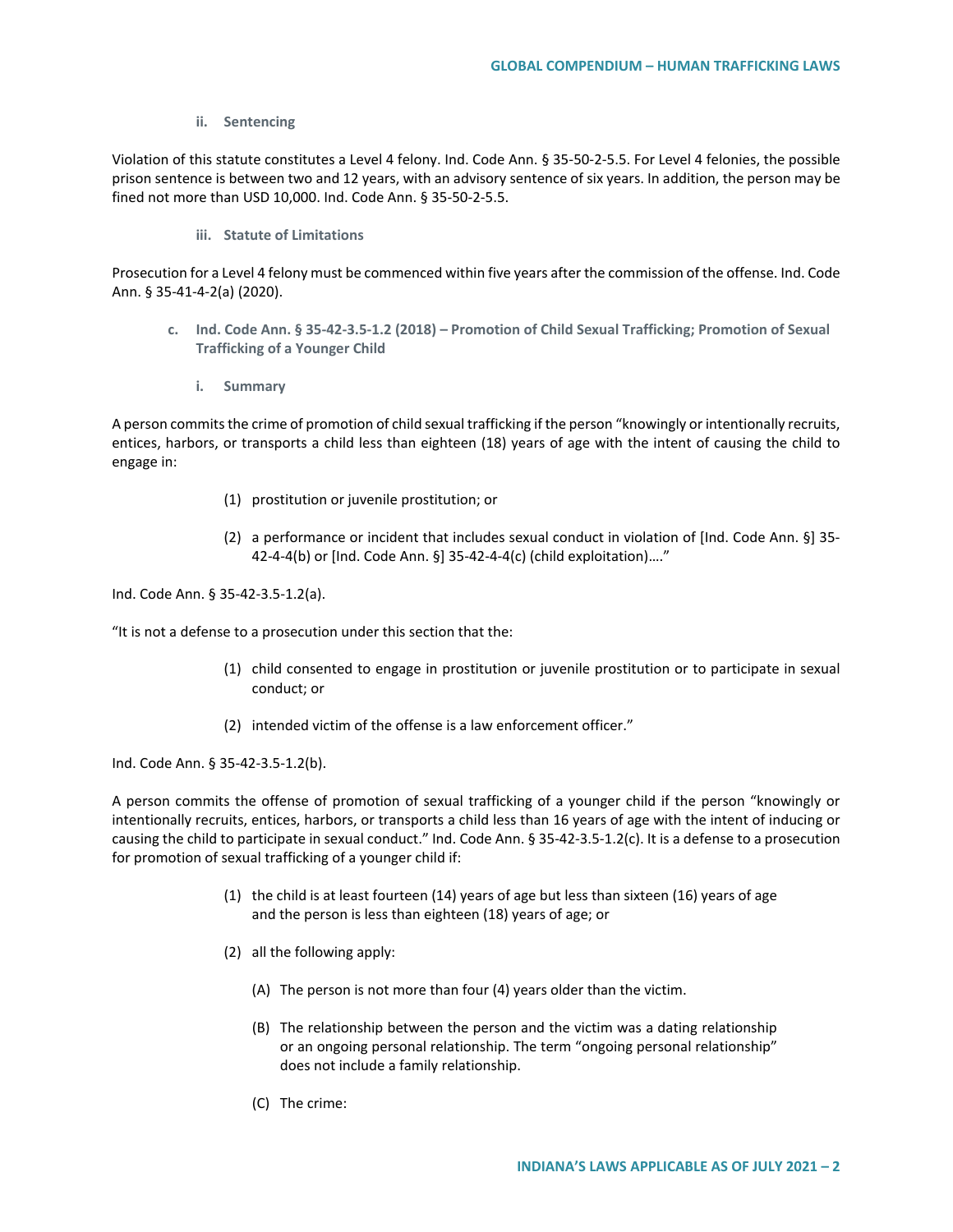#### ii. Sentencing

Violation of this statute constitutes a Level 4 felony. Ind. Code Ann. § 35-50-2-5.5. For Level 4 felonies, the possible prison sentence is between two and 12 years, with an advisory sentence of six years. In addition, the person may be fined not more than USD 10,000. Ind. Code Ann. § 35-50-2-5.5.

#### iii. Statute of Limitations

Prosecution for a Level 4 felony must be commenced within five years after the commission of the offense. Ind. Code Ann. § 35-41-4-2(a) (2020).

### c. Ind. Code Ann. § 35-42-3.5-1.2 (2018) – Promotion of Child Sexual Trafficking; Promotion of Sexual Trafficking of a Younger Child

#### i. Summary

A person commits the crime of promotion of child sexual trafficking if the person "knowingly or intentionally recruits, entices, harbors, or transports a child less than eighteen (18) years of age with the intent of causing the child to engage in:

(1) prostitution or juvenile prostitution; or

(2) a performance or incident that includes sexual conduct in violation of [Ind. Code Ann. §] 35-42-4-4(b) or [Ind. Code Ann. §] 35-42-4-4(c) (child exploitation)…."

Ind. Code Ann. § 35-42-3.5-1.2(a).

"It is not a defense to a prosecution under this section that the:

(1) child consented to engage in prostitution or juvenile prostitution or to participate in sexual conduct; or

(2) intended victim of the offense is a law enforcement officer."

Ind. Code Ann. § 35-42-3.5-1.2(b).

A person commits the offense of promotion of sexual trafficking of a younger child if the person "knowingly or intentionally recruits, entices, harbors, or transports a child less than 16 years of age with the intent of inducing or causing the child to participate in sexual conduct." Ind. Code Ann. § 35-42-3.5-1.2(c). It is a defense to a prosecution for promotion of sexual trafficking of a younger child if:

(1) the child is at least fourteen (14) years of age but less than sixteen (16) years of age and the person is less than eighteen (18) years of age; or

(2) all the following apply:

(A) The person is not more than four (4) years older than the victim.

(B) The relationship between the person and the victim was a dating relationship or an ongoing personal relationship. The term "ongoing personal relationship" does not include a family relationship.

(C) The crime: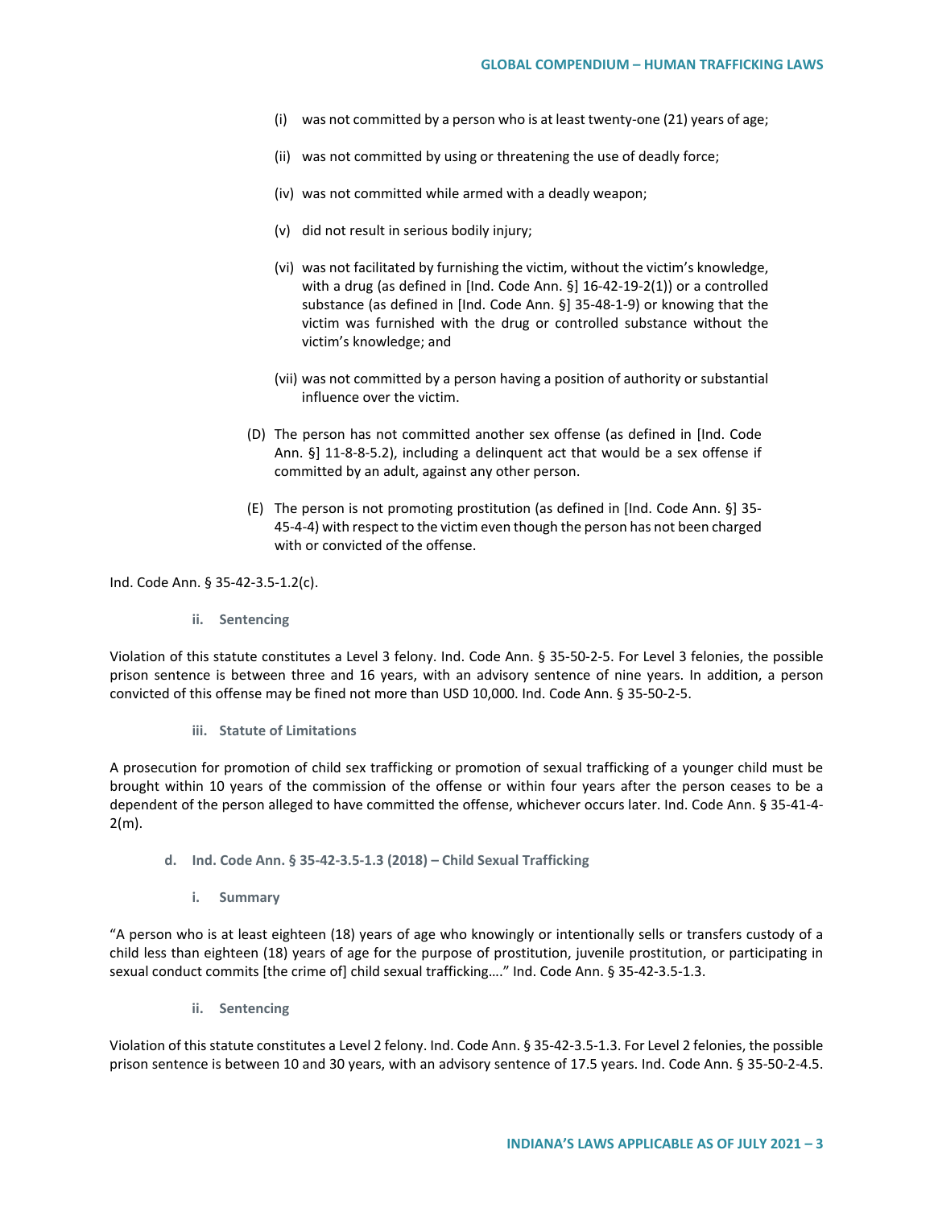(i) was not committed by a person who is at least twenty-one (21) years of age;

(ii) was not committed by using or threatening the use of deadly force;

(iv) was not committed while armed with a deadly weapon;

(v) did not result in serious bodily injury;

(vi) was not facilitated by furnishing the victim, without the victim's knowledge, with a drug (as defined in [Ind. Code Ann. §] 16-42-19-2(1)) or a controlled substance (as defined in [Ind. Code Ann. §] 35-48-1-9) or knowing that the victim was furnished with the drug or controlled substance without the victim's knowledge; and

(vii) was not committed by a person having a position of authority or substantial influence over the victim.

(D) The person has not committed another sex offense (as defined in [Ind. Code Ann. §] 11-8-8-5.2), including a delinquent act that would be a sex offense if committed by an adult, against any other person.

(E) The person is not promoting prostitution (as defined in [Ind. Code Ann. §] 35-45-4-4) with respect to the victim even though the person has not been charged with or convicted of the offense.

Ind. Code Ann. § 35-42-3.5-1.2(c).

#### ii. Sentencing

Violation of this statute constitutes a Level 3 felony. Ind. Code Ann. § 35-50-2-5. For Level 3 felonies, the possible prison sentence is between three and 16 years, with an advisory sentence of nine years. In addition, a person convicted of this offense may be fined not more than USD 10,000. Ind. Code Ann. § 35-50-2-5.

#### iii. Statute of Limitations

A prosecution for promotion of child sex trafficking or promotion of sexual trafficking of a younger child must be brought within 10 years of the commission of the offense or within four years after the person ceases to be a dependent of the person alleged to have committed the offense, whichever occurs later. Ind. Code Ann. § 35-41-4-2(m).

### d. Ind. Code Ann. § 35-42-3.5-1.3 (2018) – Child Sexual Trafficking

#### i. Summary

"A person who is at least eighteen (18) years of age who knowingly or intentionally sells or transfers custody of a child less than eighteen (18) years of age for the purpose of prostitution, juvenile prostitution, or participating in sexual conduct commits [the crime of] child sexual trafficking…." Ind. Code Ann. § 35-42-3.5-1.3.

#### ii. Sentencing

Violation of this statute constitutes a Level 2 felony. Ind. Code Ann. § 35-42-3.5-1.3. For Level 2 felonies, the possible prison sentence is between 10 and 30 years, with an advisory sentence of 17.5 years. Ind. Code Ann. § 35-50-2-4.5.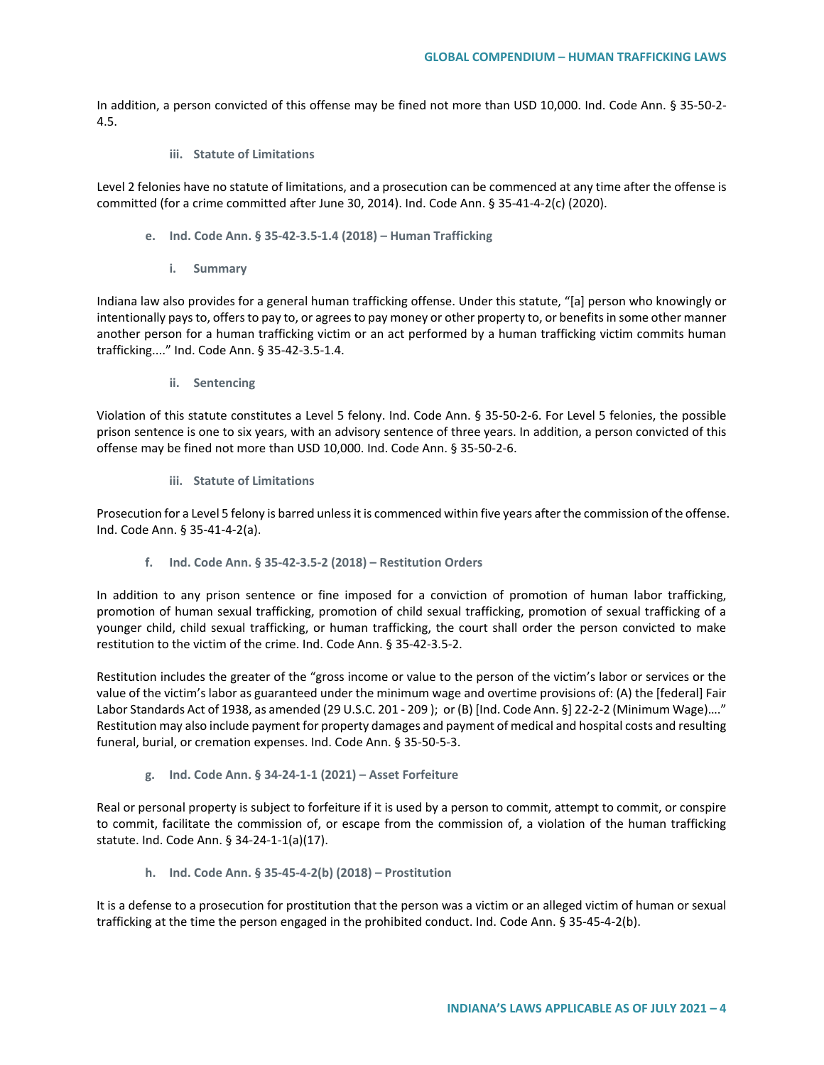In addition, a person convicted of this offense may be fined not more than USD 10,000. Ind. Code Ann. § 35-50-2-4.5.

##### iii. Statute of Limitations

Level 2 felonies have no statute of limitations, and a prosecution can be commenced at any time after the offense is committed (for a crime committed after June 30, 2014). Ind. Code Ann. § 35-41-4-2(c) (2020).

#### e. Ind. Code Ann. § 35-42-3.5-1.4 (2018) – Human Trafficking

##### i. Summary

Indiana law also provides for a general human trafficking offense. Under this statute, "[a] person who knowingly or intentionally pays to, offers to pay to, or agrees to pay money or other property to, or benefits in some other manner another person for a human trafficking victim or an act performed by a human trafficking victim commits human trafficking...." Ind. Code Ann. § 35-42-3.5-1.4.

##### ii. Sentencing

Violation of this statute constitutes a Level 5 felony. Ind. Code Ann. § 35-50-2-6. For Level 5 felonies, the possible prison sentence is one to six years, with an advisory sentence of three years. In addition, a person convicted of this offense may be fined not more than USD 10,000. Ind. Code Ann. § 35-50-2-6.

##### iii. Statute of Limitations

Prosecution for a Level 5 felony is barred unless it is commenced within five years after the commission of the offense. Ind. Code Ann. § 35-41-4-2(a).

#### f. Ind. Code Ann. § 35-42-3.5-2 (2018) – Restitution Orders

In addition to any prison sentence or fine imposed for a conviction of promotion of human labor trafficking, promotion of human sexual trafficking, promotion of child sexual trafficking, promotion of sexual trafficking of a younger child, child sexual trafficking, or human trafficking, the court shall order the person convicted to make restitution to the victim of the crime. Ind. Code Ann. § 35-42-3.5-2.

Restitution includes the greater of the "gross income or value to the person of the victim's labor or services or the value of the victim's labor as guaranteed under the minimum wage and overtime provisions of: (A) the [federal] Fair Labor Standards Act of 1938, as amended (29 U.S.C. 201 - 209 ); or (B) [Ind. Code Ann. §] 22-2-2 (Minimum Wage)…." Restitution may also include payment for property damages and payment of medical and hospital costs and resulting funeral, burial, or cremation expenses. Ind. Code Ann. § 35-50-5-3.

#### g. Ind. Code Ann. § 34-24-1-1 (2021) – Asset Forfeiture

Real or personal property is subject to forfeiture if it is used by a person to commit, attempt to commit, or conspire to commit, facilitate the commission of, or escape from the commission of, a violation of the human trafficking statute. Ind. Code Ann. § 34-24-1-1(a)(17).

#### h. Ind. Code Ann. § 35-45-4-2(b) (2018) – Prostitution

It is a defense to a prosecution for prostitution that the person was a victim or an alleged victim of human or sexual trafficking at the time the person engaged in the prohibited conduct. Ind. Code Ann. § 35-45-4-2(b).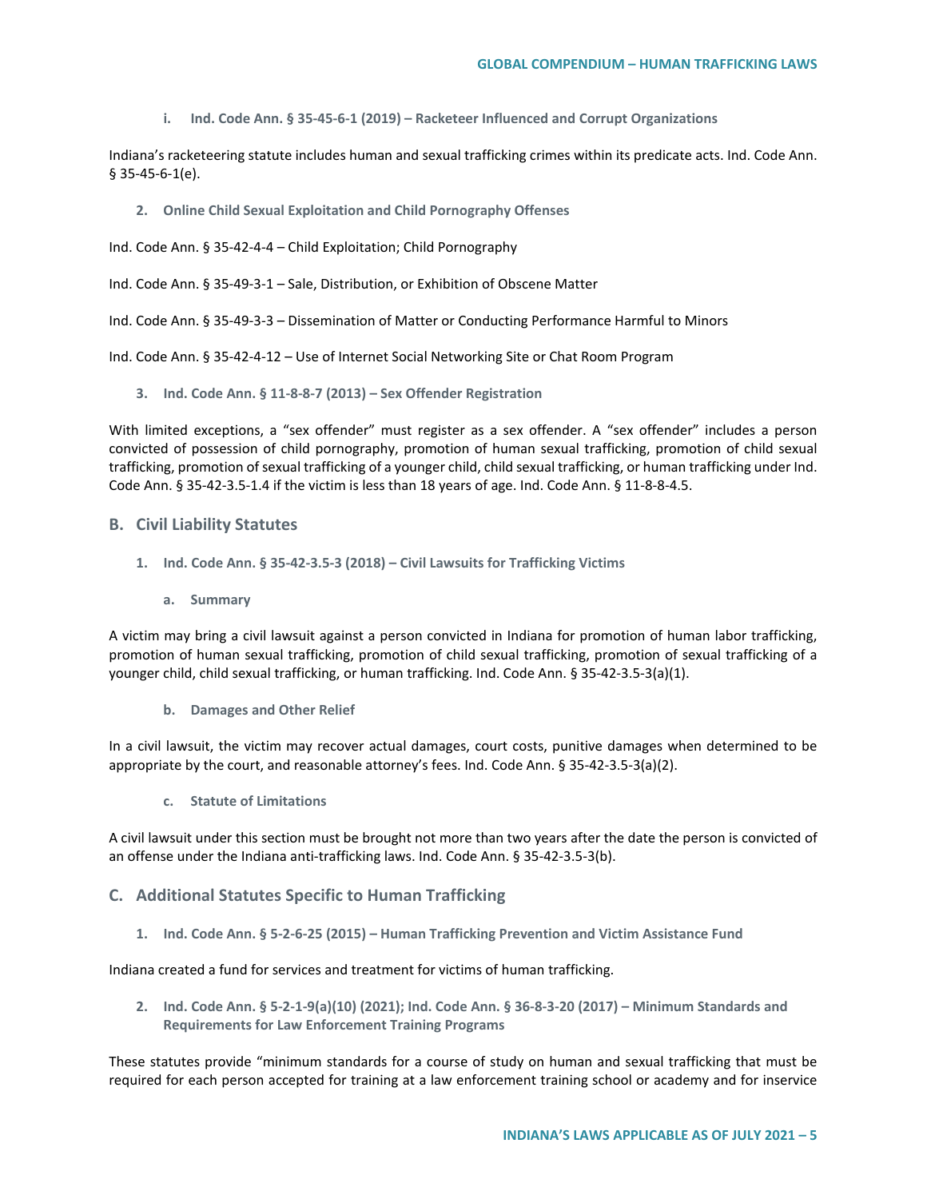i. **Ind. Code Ann. § 35-45-6-1 (2019) – Racketeer Influenced and Corrupt Organizations**

Indiana's racketeering statute includes human and sexual trafficking crimes within its predicate acts. Ind. Code Ann. § 35-45-6-1(e).

2. **Online Child Sexual Exploitation and Child Pornography Offenses**

Ind. Code Ann. § 35-42-4-4 – Child Exploitation; Child Pornography

Ind. Code Ann. § 35-49-3-1 – Sale, Distribution, or Exhibition of Obscene Matter

Ind. Code Ann. § 35-49-3-3 – Dissemination of Matter or Conducting Performance Harmful to Minors

Ind. Code Ann. § 35-42-4-12 – Use of Internet Social Networking Site or Chat Room Program

3. **Ind. Code Ann. § 11-8-8-7 (2013) – Sex Offender Registration**

With limited exceptions, a "sex offender" must register as a sex offender. A "sex offender" includes a person convicted of possession of child pornography, promotion of human sexual trafficking, promotion of child sexual trafficking, promotion of sexual trafficking of a younger child, child sexual trafficking, or human trafficking under Ind. Code Ann. § 35-42-3.5-1.4 if the victim is less than 18 years of age. Ind. Code Ann. § 11-8-8-4.5.

## B. Civil Liability Statutes

1. **Ind. Code Ann. § 35-42-3.5-3 (2018) – Civil Lawsuits for Trafficking Victims**

a. **Summary**

A victim may bring a civil lawsuit against a person convicted in Indiana for promotion of human labor trafficking, promotion of human sexual trafficking, promotion of child sexual trafficking, promotion of sexual trafficking of a younger child, child sexual trafficking, or human trafficking. Ind. Code Ann. § 35-42-3.5-3(a)(1).

b. **Damages and Other Relief**

In a civil lawsuit, the victim may recover actual damages, court costs, punitive damages when determined to be appropriate by the court, and reasonable attorney's fees. Ind. Code Ann. § 35-42-3.5-3(a)(2).

c. **Statute of Limitations**

A civil lawsuit under this section must be brought not more than two years after the date the person is convicted of an offense under the Indiana anti-trafficking laws. Ind. Code Ann. § 35-42-3.5-3(b).

## C. Additional Statutes Specific to Human Trafficking

1. **Ind. Code Ann. § 5-2-6-25 (2015) – Human Trafficking Prevention and Victim Assistance Fund**

Indiana created a fund for services and treatment for victims of human trafficking.

2. **Ind. Code Ann. § 5-2-1-9(a)(10) (2021); Ind. Code Ann. § 36-8-3-20 (2017) – Minimum Standards and Requirements for Law Enforcement Training Programs**

These statutes provide "minimum standards for a course of study on human and sexual trafficking that must be required for each person accepted for training at a law enforcement training school or academy and for inservice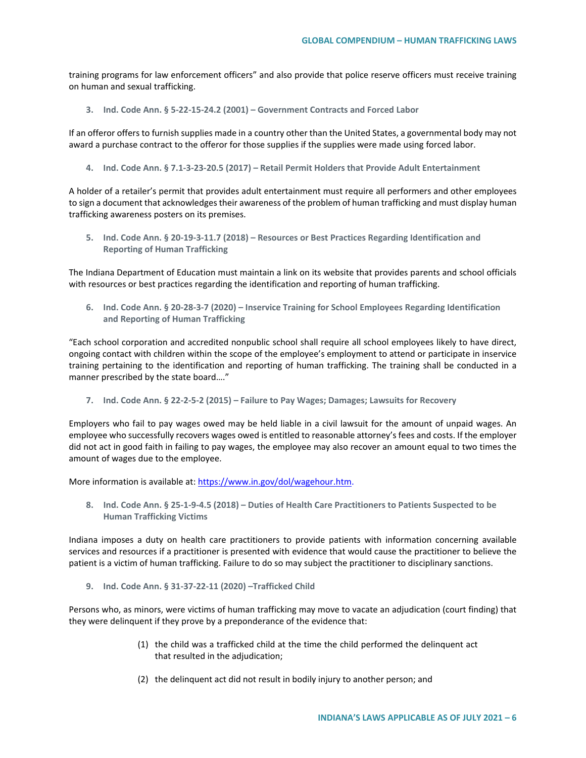training programs for law enforcement officers" and also provide that police reserve officers must receive training on human and sexual trafficking.

### 3. Ind. Code Ann. § 5-22-15-24.2 (2001) – Government Contracts and Forced Labor

If an offeror offers to furnish supplies made in a country other than the United States, a governmental body may not award a purchase contract to the offeror for those supplies if the supplies were made using forced labor.

### 4. Ind. Code Ann. § 7.1-3-23-20.5 (2017) – Retail Permit Holders that Provide Adult Entertainment

A holder of a retailer's permit that provides adult entertainment must require all performers and other employees to sign a document that acknowledges their awareness of the problem of human trafficking and must display human trafficking awareness posters on its premises.

### 5. Ind. Code Ann. § 20-19-3-11.7 (2018) – Resources or Best Practices Regarding Identification and Reporting of Human Trafficking

The Indiana Department of Education must maintain a link on its website that provides parents and school officials with resources or best practices regarding the identification and reporting of human trafficking.

### 6. Ind. Code Ann. § 20-28-3-7 (2020) – Inservice Training for School Employees Regarding Identification and Reporting of Human Trafficking

"Each school corporation and accredited nonpublic school shall require all school employees likely to have direct, ongoing contact with children within the scope of the employee's employment to attend or participate in inservice training pertaining to the identification and reporting of human trafficking. The training shall be conducted in a manner prescribed by the state board…."

### 7. Ind. Code Ann. § 22-2-5-2 (2015) – Failure to Pay Wages; Damages; Lawsuits for Recovery

Employers who fail to pay wages owed may be held liable in a civil lawsuit for the amount of unpaid wages. An employee who successfully recovers wages owed is entitled to reasonable attorney's fees and costs. If the employer did not act in good faith in failing to pay wages, the employee may also recover an amount equal to two times the amount of wages due to the employee.

More information is available at: https://www.in.gov/dol/wagehour.htm.

### 8. Ind. Code Ann. § 25-1-9-4.5 (2018) – Duties of Health Care Practitioners to Patients Suspected to be Human Trafficking Victims

Indiana imposes a duty on health care practitioners to provide patients with information concerning available services and resources if a practitioner is presented with evidence that would cause the practitioner to believe the patient is a victim of human trafficking. Failure to do so may subject the practitioner to disciplinary sanctions.

### 9. Ind. Code Ann. § 31-37-22-11 (2020) –Trafficked Child

Persons who, as minors, were victims of human trafficking may move to vacate an adjudication (court finding) that they were delinquent if they prove by a preponderance of the evidence that:

> (1) the child was a trafficked child at the time the child performed the delinquent act that resulted in the adjudication;
>
> (2) the delinquent act did not result in bodily injury to another person; and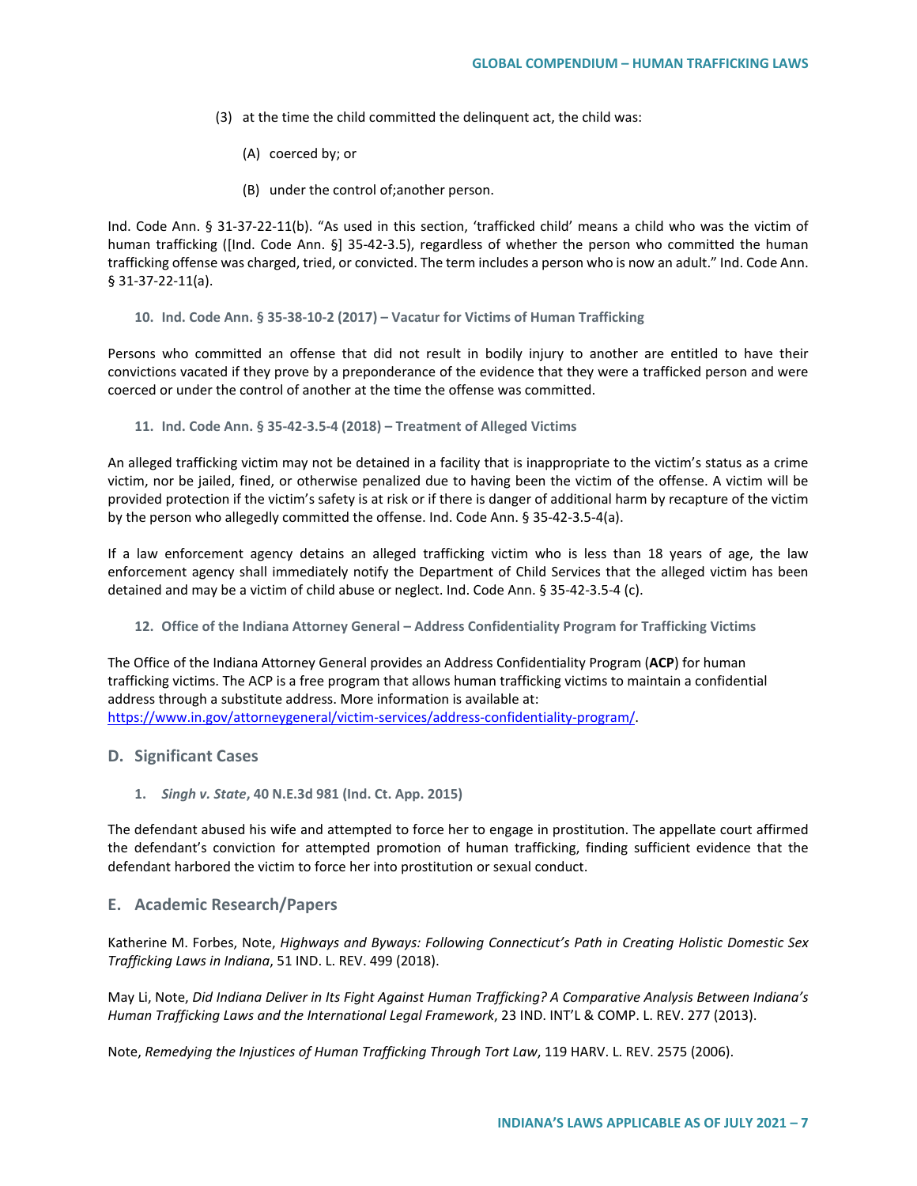(3) at the time the child committed the delinquent act, the child was:

(A) coerced by; or

(B) under the control of;another person.

Ind. Code Ann. § 31-37-22-11(b). "As used in this section, 'trafficked child' means a child who was the victim of human trafficking ([Ind. Code Ann. §] 35-42-3.5), regardless of whether the person who committed the human trafficking offense was charged, tried, or convicted. The term includes a person who is now an adult." Ind. Code Ann. § 31-37-22-11(a).

#### 10. Ind. Code Ann. § 35-38-10-2 (2017) – Vacatur for Victims of Human Trafficking

Persons who committed an offense that did not result in bodily injury to another are entitled to have their convictions vacated if they prove by a preponderance of the evidence that they were a trafficked person and were coerced or under the control of another at the time the offense was committed.

#### 11. Ind. Code Ann. § 35-42-3.5-4 (2018) – Treatment of Alleged Victims

An alleged trafficking victim may not be detained in a facility that is inappropriate to the victim's status as a crime victim, nor be jailed, fined, or otherwise penalized due to having been the victim of the offense. A victim will be provided protection if the victim's safety is at risk or if there is danger of additional harm by recapture of the victim by the person who allegedly committed the offense. Ind. Code Ann. § 35-42-3.5-4(a).

If a law enforcement agency detains an alleged trafficking victim who is less than 18 years of age, the law enforcement agency shall immediately notify the Department of Child Services that the alleged victim has been detained and may be a victim of child abuse or neglect. Ind. Code Ann. § 35-42-3.5-4 (c).

#### 12. Office of the Indiana Attorney General – Address Confidentiality Program for Trafficking Victims

The Office of the Indiana Attorney General provides an Address Confidentiality Program (**ACP**) for human trafficking victims. The ACP is a free program that allows human trafficking victims to maintain a confidential address through a substitute address. More information is available at: https://www.in.gov/attorneygeneral/victim-services/address-confidentiality-program/.

### D. Significant Cases

#### 1. *Singh v. State*, 40 N.E.3d 981 (Ind. Ct. App. 2015)

The defendant abused his wife and attempted to force her to engage in prostitution. The appellate court affirmed the defendant's conviction for attempted promotion of human trafficking, finding sufficient evidence that the defendant harbored the victim to force her into prostitution or sexual conduct.

### E. Academic Research/Papers

Katherine M. Forbes, Note, *Highways and Byways: Following Connecticut's Path in Creating Holistic Domestic Sex Trafficking Laws in Indiana*, 51 IND. L. REV. 499 (2018).

May Li, Note, *Did Indiana Deliver in Its Fight Against Human Trafficking? A Comparative Analysis Between Indiana's Human Trafficking Laws and the International Legal Framework*, 23 IND. INT'L & COMP. L. REV. 277 (2013).

Note, *Remedying the Injustices of Human Trafficking Through Tort Law*, 119 HARV. L. REV. 2575 (2006).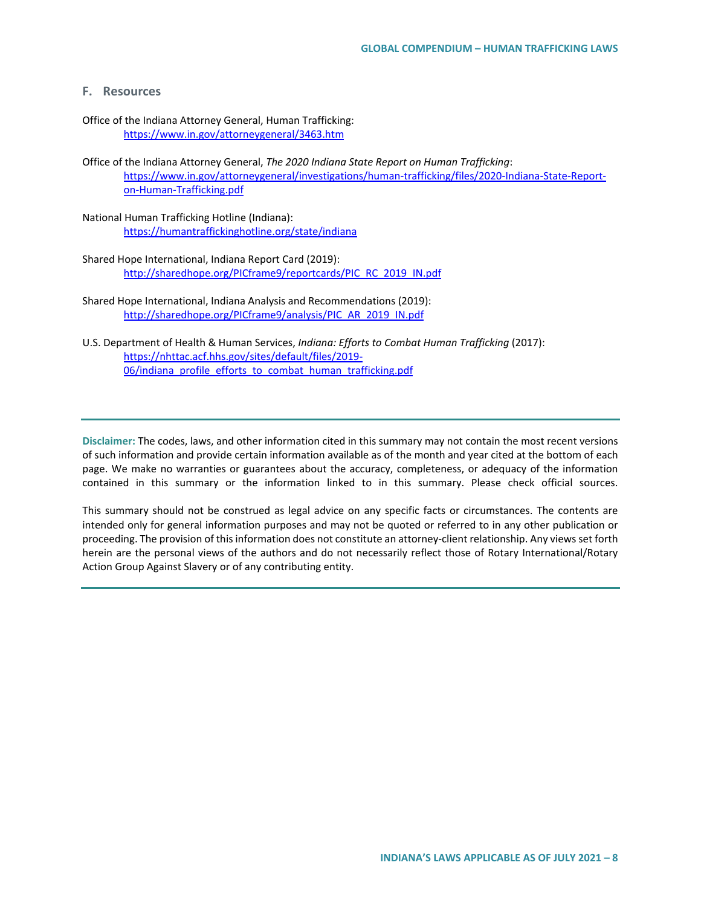## F. Resources

Office of the Indiana Attorney General, Human Trafficking:
https://www.in.gov/attorneygeneral/3463.htm

Office of the Indiana Attorney General, *The 2020 Indiana State Report on Human Trafficking*:
https://www.in.gov/attorneygeneral/investigations/human-trafficking/files/2020-Indiana-State-Report-on-Human-Trafficking.pdf

National Human Trafficking Hotline (Indiana):
https://humantraffickinghotline.org/state/indiana

Shared Hope International, Indiana Report Card (2019):
http://sharedhope.org/PICframe9/reportcards/PIC_RC_2019_IN.pdf

Shared Hope International, Indiana Analysis and Recommendations (2019):
http://sharedhope.org/PICframe9/analysis/PIC_AR_2019_IN.pdf

U.S. Department of Health & Human Services, *Indiana: Efforts to Combat Human Trafficking* (2017):
https://nhttac.acf.hhs.gov/sites/default/files/2019-06/indiana_profile_efforts_to_combat_human_trafficking.pdf

---

**Disclaimer:** The codes, laws, and other information cited in this summary may not contain the most recent versions of such information and provide certain information available as of the month and year cited at the bottom of each page. We make no warranties or guarantees about the accuracy, completeness, or adequacy of the information contained in this summary or the information linked to in this summary. Please check official sources.

This summary should not be construed as legal advice on any specific facts or circumstances. The contents are intended only for general information purposes and may not be quoted or referred to in any other publication or proceeding. The provision of this information does not constitute an attorney-client relationship. Any views set forth herein are the personal views of the authors and do not necessarily reflect those of Rotary International/Rotary Action Group Against Slavery or of any contributing entity.

---